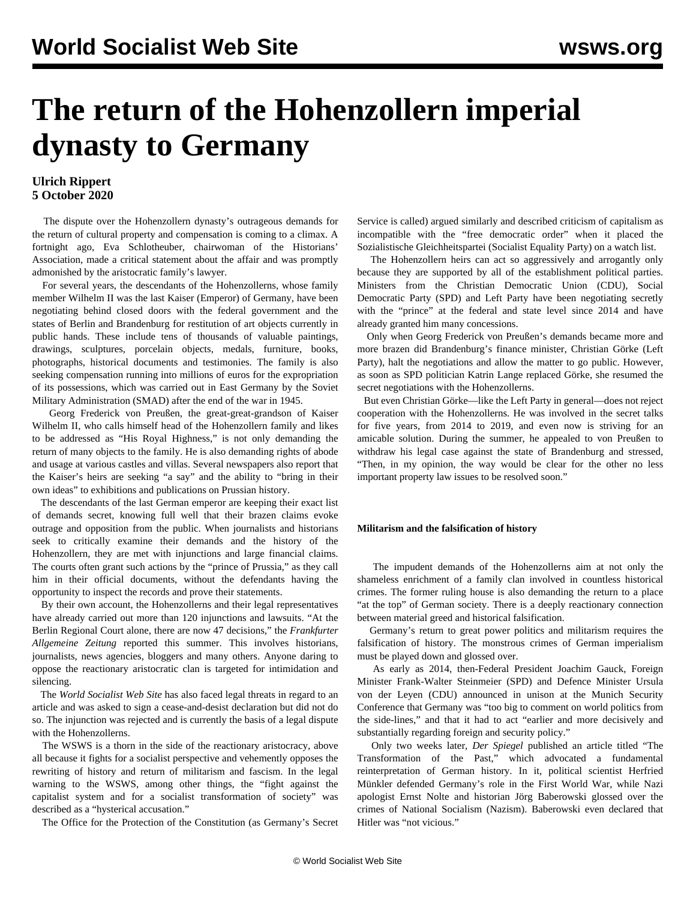# The return of the Hohenzollern imperial dynasty to Germany

**Ulrich Rippert**
**5 October 2020**

The dispute over the Hohenzollern dynasty's outrageous demands for the return of cultural property and compensation is coming to a climax. A fortnight ago, Eva Schlotheuber, chairwoman of the Historians' Association, made a critical statement about the affair and was promptly admonished by the aristocratic family's lawyer.

For several years, the descendants of the Hohenzollerns, whose family member Wilhelm II was the last Kaiser (Emperor) of Germany, have been negotiating behind closed doors with the federal government and the states of Berlin and Brandenburg for restitution of art objects currently in public hands. These include tens of thousands of valuable paintings, drawings, sculptures, porcelain objects, medals, furniture, books, photographs, historical documents and testimonies. The family is also seeking compensation running into millions of euros for the expropriation of its possessions, which was carried out in East Germany by the Soviet Military Administration (SMAD) after the end of the war in 1945.

Georg Frederick von Preußen, the great-great-grandson of Kaiser Wilhelm II, who calls himself head of the Hohenzollern family and likes to be addressed as "His Royal Highness," is not only demanding the return of many objects to the family. He is also demanding rights of abode and usage at various castles and villas. Several newspapers also report that the Kaiser's heirs are seeking "a say" and the ability to "bring in their own ideas" to exhibitions and publications on Prussian history.

The descendants of the last German emperor are keeping their exact list of demands secret, knowing full well that their brazen claims evoke outrage and opposition from the public. When journalists and historians seek to critically examine their demands and the history of the Hohenzollern, they are met with injunctions and large financial claims. The courts often grant such actions by the "prince of Prussia," as they call him in their official documents, without the defendants having the opportunity to inspect the records and prove their statements.

By their own account, the Hohenzollerns and their legal representatives have already carried out more than 120 injunctions and lawsuits. "At the Berlin Regional Court alone, there are now 47 decisions," the *Frankfurter Allgemeine Zeitung* reported this summer. This involves historians, journalists, news agencies, bloggers and many others. Anyone daring to oppose the reactionary aristocratic clan is targeted for intimidation and silencing.

The *World Socialist Web Site* has also faced legal threats in regard to an article and was asked to sign a cease-and-desist declaration but did not do so. The injunction was rejected and is currently the basis of a legal dispute with the Hohenzollerns.

The WSWS is a thorn in the side of the reactionary aristocracy, above all because it fights for a socialist perspective and vehemently opposes the rewriting of history and return of militarism and fascism. In the legal warning to the WSWS, among other things, the "fight against the capitalist system and for a socialist transformation of society" was described as a "hysterical accusation."

The Office for the Protection of the Constitution (as Germany's Secret Service is called) argued similarly and described criticism of capitalism as incompatible with the "free democratic order" when it placed the Sozialistische Gleichheitspartei (Socialist Equality Party) on a watch list.

The Hohenzollern heirs can act so aggressively and arrogantly only because they are supported by all of the establishment political parties. Ministers from the Christian Democratic Union (CDU), Social Democratic Party (SPD) and Left Party have been negotiating secretly with the "prince" at the federal and state level since 2014 and have already granted him many concessions.

Only when Georg Frederick von Preußen's demands became more and more brazen did Brandenburg's finance minister, Christian Görke (Left Party), halt the negotiations and allow the matter to go public. However, as soon as SPD politician Katrin Lange replaced Görke, she resumed the secret negotiations with the Hohenzollerns.

But even Christian Görke—like the Left Party in general—does not reject cooperation with the Hohenzollerns. He was involved in the secret talks for five years, from 2014 to 2019, and even now is striving for an amicable solution. During the summer, he appealed to von Preußen to withdraw his legal case against the state of Brandenburg and stressed, "Then, in my opinion, the way would be clear for the other no less important property law issues to be resolved soon."

**Militarism and the falsification of history**

The impudent demands of the Hohenzollerns aim at not only the shameless enrichment of a family clan involved in countless historical crimes. The former ruling house is also demanding the return to a place "at the top" of German society. There is a deeply reactionary connection between material greed and historical falsification.

Germany's return to great power politics and militarism requires the falsification of history. The monstrous crimes of German imperialism must be played down and glossed over.

As early as 2014, then-Federal President Joachim Gauck, Foreign Minister Frank-Walter Steinmeier (SPD) and Defence Minister Ursula von der Leyen (CDU) announced in unison at the Munich Security Conference that Germany was "too big to comment on world politics from the side-lines," and that it had to act "earlier and more decisively and substantially regarding foreign and security policy."

Only two weeks later, *Der Spiegel* published an article titled "The Transformation of the Past," which advocated a fundamental reinterpretation of German history. In it, political scientist Herfried Münkler defended Germany's role in the First World War, while Nazi apologist Ernst Nolte and historian Jörg Baberowski glossed over the crimes of National Socialism (Nazism). Baberowski even declared that Hitler was "not vicious."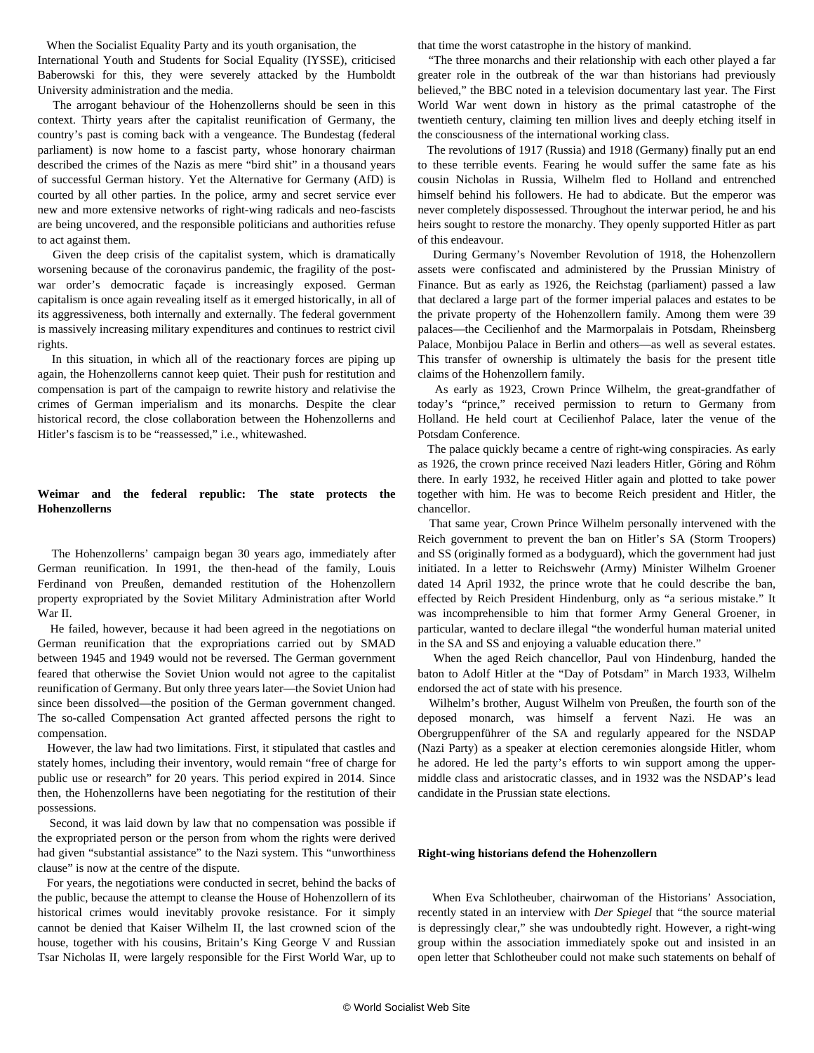When the Socialist Equality Party and its youth organisation, the International Youth and Students for Social Equality (IYSSE), criticised Baberowski for this, they were severely attacked by the Humboldt University administration and the media.

The arrogant behaviour of the Hohenzollerns should be seen in this context. Thirty years after the capitalist reunification of Germany, the country's past is coming back with a vengeance. The Bundestag (federal parliament) is now home to a fascist party, whose honorary chairman described the crimes of the Nazis as mere "bird shit" in a thousand years of successful German history. Yet the Alternative for Germany (AfD) is courted by all other parties. In the police, army and secret service ever new and more extensive networks of right-wing radicals and neo-fascists are being uncovered, and the responsible politicians and authorities refuse to act against them.

Given the deep crisis of the capitalist system, which is dramatically worsening because of the coronavirus pandemic, the fragility of the post-war order's democratic façade is increasingly exposed. German capitalism is once again revealing itself as it emerged historically, in all of its aggressiveness, both internally and externally. The federal government is massively increasing military expenditures and continues to restrict civil rights.

In this situation, in which all of the reactionary forces are piping up again, the Hohenzollerns cannot keep quiet. Their push for restitution and compensation is part of the campaign to rewrite history and relativise the crimes of German imperialism and its monarchs. Despite the clear historical record, the close collaboration between the Hohenzollerns and Hitler's fascism is to be "reassessed," i.e., whitewashed.

**Weimar and the federal republic: The state protects the Hohenzollerns**

The Hohenzollerns' campaign began 30 years ago, immediately after German reunification. In 1991, the then-head of the family, Louis Ferdinand von Preußen, demanded restitution of the Hohenzollern property expropriated by the Soviet Military Administration after World War II.

He failed, however, because it had been agreed in the negotiations on German reunification that the expropriations carried out by SMAD between 1945 and 1949 would not be reversed. The German government feared that otherwise the Soviet Union would not agree to the capitalist reunification of Germany. But only three years later—the Soviet Union had since been dissolved—the position of the German government changed. The so-called Compensation Act granted affected persons the right to compensation.

However, the law had two limitations. First, it stipulated that castles and stately homes, including their inventory, would remain "free of charge for public use or research" for 20 years. This period expired in 2014. Since then, the Hohenzollerns have been negotiating for the restitution of their possessions.

Second, it was laid down by law that no compensation was possible if the expropriated person or the person from whom the rights were derived had given "substantial assistance" to the Nazi system. This "unworthiness clause" is now at the centre of the dispute.

For years, the negotiations were conducted in secret, behind the backs of the public, because the attempt to cleanse the House of Hohenzollern of its historical crimes would inevitably provoke resistance. For it simply cannot be denied that Kaiser Wilhelm II, the last crowned scion of the house, together with his cousins, Britain's King George V and Russian Tsar Nicholas II, were largely responsible for the First World War, up to that time the worst catastrophe in the history of mankind.

"The three monarchs and their relationship with each other played a far greater role in the outbreak of the war than historians had previously believed," the BBC noted in a television documentary last year. The First World War went down in history as the primal catastrophe of the twentieth century, claiming ten million lives and deeply etching itself in the consciousness of the international working class.

The revolutions of 1917 (Russia) and 1918 (Germany) finally put an end to these terrible events. Fearing he would suffer the same fate as his cousin Nicholas in Russia, Wilhelm fled to Holland and entrenched himself behind his followers. He had to abdicate. But the emperor was never completely dispossessed. Throughout the interwar period, he and his heirs sought to restore the monarchy. They openly supported Hitler as part of this endeavour.

During Germany's November Revolution of 1918, the Hohenzollern assets were confiscated and administered by the Prussian Ministry of Finance. But as early as 1926, the Reichstag (parliament) passed a law that declared a large part of the former imperial palaces and estates to be the private property of the Hohenzollern family. Among them were 39 palaces—the Cecilienhof and the Marmorpalais in Potsdam, Rheinsberg Palace, Monbijou Palace in Berlin and others—as well as several estates. This transfer of ownership is ultimately the basis for the present title claims of the Hohenzollern family.

As early as 1923, Crown Prince Wilhelm, the great-grandfather of today's "prince," received permission to return to Germany from Holland. He held court at Cecilienhof Palace, later the venue of the Potsdam Conference.

The palace quickly became a centre of right-wing conspiracies. As early as 1926, the crown prince received Nazi leaders Hitler, Göring and Röhm there. In early 1932, he received Hitler again and plotted to take power together with him. He was to become Reich president and Hitler, the chancellor.

That same year, Crown Prince Wilhelm personally intervened with the Reich government to prevent the ban on Hitler's SA (Storm Troopers) and SS (originally formed as a bodyguard), which the government had just initiated. In a letter to Reichswehr (Army) Minister Wilhelm Groener dated 14 April 1932, the prince wrote that he could describe the ban, effected by Reich President Hindenburg, only as "a serious mistake." It was incomprehensible to him that former Army General Groener, in particular, wanted to declare illegal "the wonderful human material united in the SA and SS and enjoying a valuable education there."

When the aged Reich chancellor, Paul von Hindenburg, handed the baton to Adolf Hitler at the "Day of Potsdam" in March 1933, Wilhelm endorsed the act of state with his presence.

Wilhelm's brother, August Wilhelm von Preußen, the fourth son of the deposed monarch, was himself a fervent Nazi. He was an Obergruppenführer of the SA and regularly appeared for the NSDAP (Nazi Party) as a speaker at election ceremonies alongside Hitler, whom he adored. He led the party's efforts to win support among the upper-middle class and aristocratic classes, and in 1932 was the NSDAP's lead candidate in the Prussian state elections.

**Right-wing historians defend the Hohenzollern**

When Eva Schlotheuber, chairwoman of the Historians' Association, recently stated in an interview with *Der Spiegel* that "the source material is depressingly clear," she was undoubtedly right. However, a right-wing group within the association immediately spoke out and insisted in an open letter that Schlotheuber could not make such statements on behalf of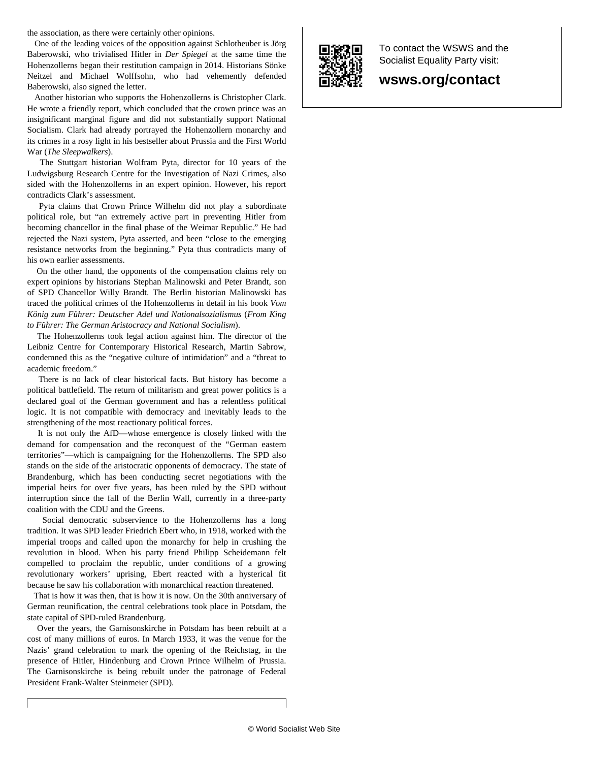the association, as there were certainly other opinions.

One of the leading voices of the opposition against Schlotheuber is Jörg Baberowski, who trivialised Hitler in *Der Spiegel* at the same time the Hohenzollerns began their restitution campaign in 2014. Historians Sönke Neitzel and Michael Wolffsohn, who had vehemently defended Baberowski, also signed the letter.

Another historian who supports the Hohenzollerns is Christopher Clark. He wrote a friendly report, which concluded that the crown prince was an insignificant marginal figure and did not substantially support National Socialism. Clark had already portrayed the Hohenzollern monarchy and its crimes in a rosy light in his bestseller about Prussia and the First World War (*The Sleepwalkers*).

The Stuttgart historian Wolfram Pyta, director for 10 years of the Ludwigsburg Research Centre for the Investigation of Nazi Crimes, also sided with the Hohenzollerns in an expert opinion. However, his report contradicts Clark's assessment.

Pyta claims that Crown Prince Wilhelm did not play a subordinate political role, but "an extremely active part in preventing Hitler from becoming chancellor in the final phase of the Weimar Republic." He had rejected the Nazi system, Pyta asserted, and been "close to the emerging resistance networks from the beginning." Pyta thus contradicts many of his own earlier assessments.

On the other hand, the opponents of the compensation claims rely on expert opinions by historians Stephan Malinowski and Peter Brandt, son of SPD Chancellor Willy Brandt. The Berlin historian Malinowski has traced the political crimes of the Hohenzollerns in detail in his book *Vom König zum Führer: Deutscher Adel und Nationalsozialismus* (*From King to Führer: The German Aristocracy and National Socialism*).

The Hohenzollerns took legal action against him. The director of the Leibniz Centre for Contemporary Historical Research, Martin Sabrow, condemned this as the "negative culture of intimidation" and a "threat to academic freedom."

There is no lack of clear historical facts. But history has become a political battlefield. The return of militarism and great power politics is a declared goal of the German government and has a relentless political logic. It is not compatible with democracy and inevitably leads to the strengthening of the most reactionary political forces.

It is not only the AfD—whose emergence is closely linked with the demand for compensation and the reconquest of the "German eastern territories"—which is campaigning for the Hohenzollerns. The SPD also stands on the side of the aristocratic opponents of democracy. The state of Brandenburg, which has been conducting secret negotiations with the imperial heirs for over five years, has been ruled by the SPD without interruption since the fall of the Berlin Wall, currently in a three-party coalition with the CDU and the Greens.

Social democratic subservience to the Hohenzollerns has a long tradition. It was SPD leader Friedrich Ebert who, in 1918, worked with the imperial troops and called upon the monarchy for help in crushing the revolution in blood. When his party friend Philipp Scheidemann felt compelled to proclaim the republic, under conditions of a growing revolutionary workers' uprising, Ebert reacted with a hysterical fit because he saw his collaboration with monarchical reaction threatened.

That is how it was then, that is how it is now. On the 30th anniversary of German reunification, the central celebrations took place in Potsdam, the state capital of SPD-ruled Brandenburg.

Over the years, the Garnisonskirche in Potsdam has been rebuilt at a cost of many millions of euros. In March 1933, it was the venue for the Nazis' grand celebration to mark the opening of the Reichstag, in the presence of Hitler, Hindenburg and Crown Prince Wilhelm of Prussia. The Garnisonskirche is being rebuilt under the patronage of Federal President Frank-Walter Steinmeier (SPD).

To contact the WSWS and the Socialist Equality Party visit:

**wsws.org/contact**